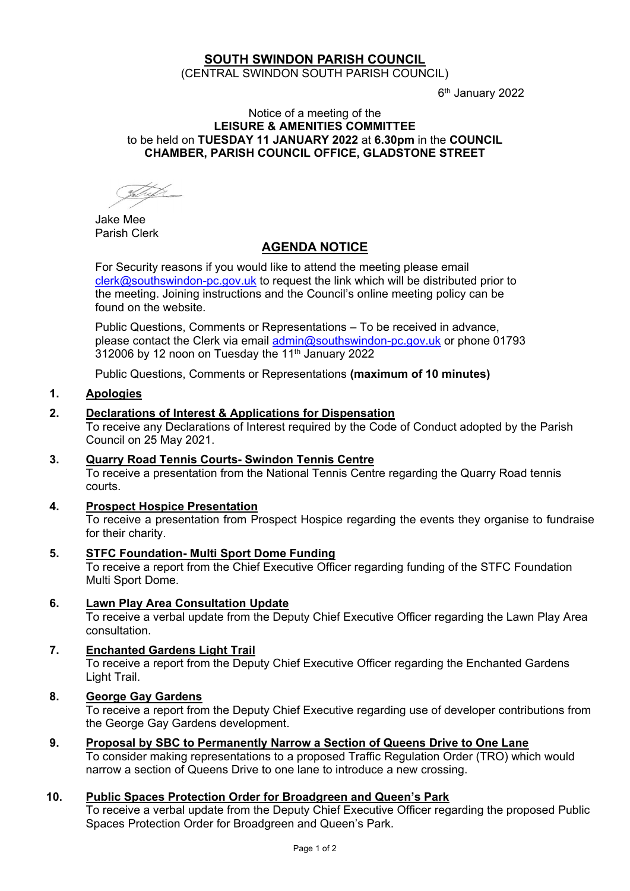# SOUTH SWINDON PARISH COUNCIL

(CENTRAL SWINDON SOUTH PARISH COUNCIL)

6th January 2022

Notice of a meeting of the
**LEISURE & AMENITIES COMMITTEE**
to be held on **TUESDAY 11 JANUARY 2022** at **6.30pm** in the **COUNCIL CHAMBER, PARISH COUNCIL OFFICE, GLADSTONE STREET**

Jake Mee
Parish Clerk

## AGENDA NOTICE

For Security reasons if you would like to attend the meeting please email clerk@southswindon-pc.gov.uk to request the link which will be distributed prior to the meeting. Joining instructions and the Council's online meeting policy can be found on the website.

Public Questions, Comments or Representations – To be received in advance, please contact the Clerk via email admin@southswindon-pc.gov.uk or phone 01793 312006 by 12 noon on Tuesday the 11th January 2022

Public Questions, Comments or Representations **(maximum of 10 minutes)**

1. **Apologies**

2. **Declarations of Interest & Applications for Dispensation**
   To receive any Declarations of Interest required by the Code of Conduct adopted by the Parish Council on 25 May 2021.

3. **Quarry Road Tennis Courts- Swindon Tennis Centre**
   To receive a presentation from the National Tennis Centre regarding the Quarry Road tennis courts.

4. **Prospect Hospice Presentation**
   To receive a presentation from Prospect Hospice regarding the events they organise to fundraise for their charity.

5. **STFC Foundation- Multi Sport Dome Funding**
   To receive a report from the Chief Executive Officer regarding funding of the STFC Foundation Multi Sport Dome.

6. **Lawn Play Area Consultation Update**
   To receive a verbal update from the Deputy Chief Executive Officer regarding the Lawn Play Area consultation.

7. **Enchanted Gardens Light Trail**
   To receive a report from the Deputy Chief Executive Officer regarding the Enchanted Gardens Light Trail.

8. **George Gay Gardens**
   To receive a report from the Deputy Chief Executive regarding use of developer contributions from the George Gay Gardens development.

9. **Proposal by SBC to Permanently Narrow a Section of Queens Drive to One Lane**
   To consider making representations to a proposed Traffic Regulation Order (TRO) which would narrow a section of Queens Drive to one lane to introduce a new crossing.

10. **Public Spaces Protection Order for Broadgreen and Queen's Park**
    To receive a verbal update from the Deputy Chief Executive Officer regarding the proposed Public Spaces Protection Order for Broadgreen and Queen's Park.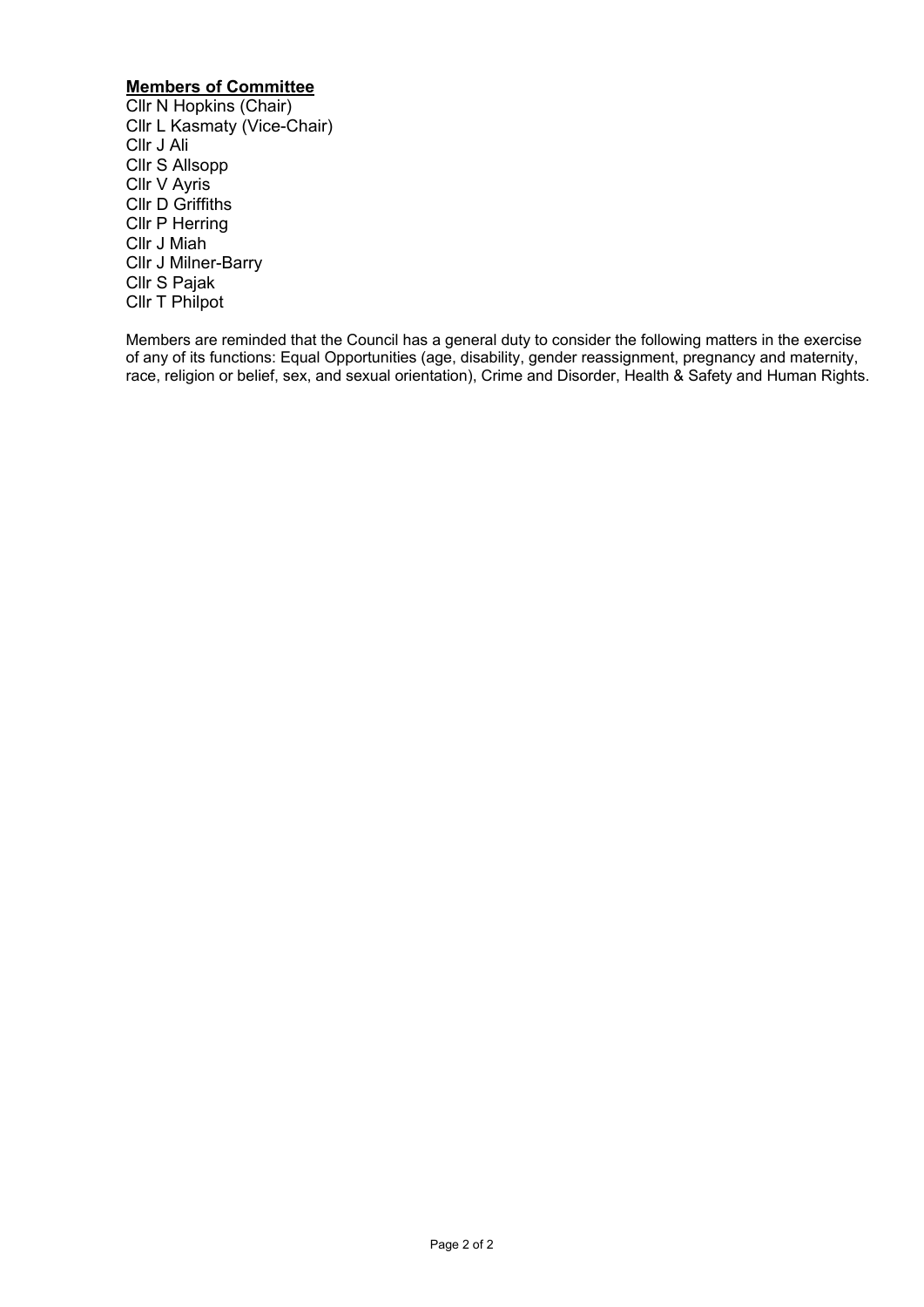**Members of Committee**

Cllr N Hopkins (Chair)
Cllr L Kasmaty (Vice-Chair)
Cllr J Ali
Cllr S Allsopp
Cllr V Ayris
Cllr D Griffiths
Cllr P Herring
Cllr J Miah
Cllr J Milner-Barry
Cllr S Pajak
Cllr T Philpot

Members are reminded that the Council has a general duty to consider the following matters in the exercise of any of its functions: Equal Opportunities (age, disability, gender reassignment, pregnancy and maternity, race, religion or belief, sex, and sexual orientation), Crime and Disorder, Health & Safety and Human Rights.